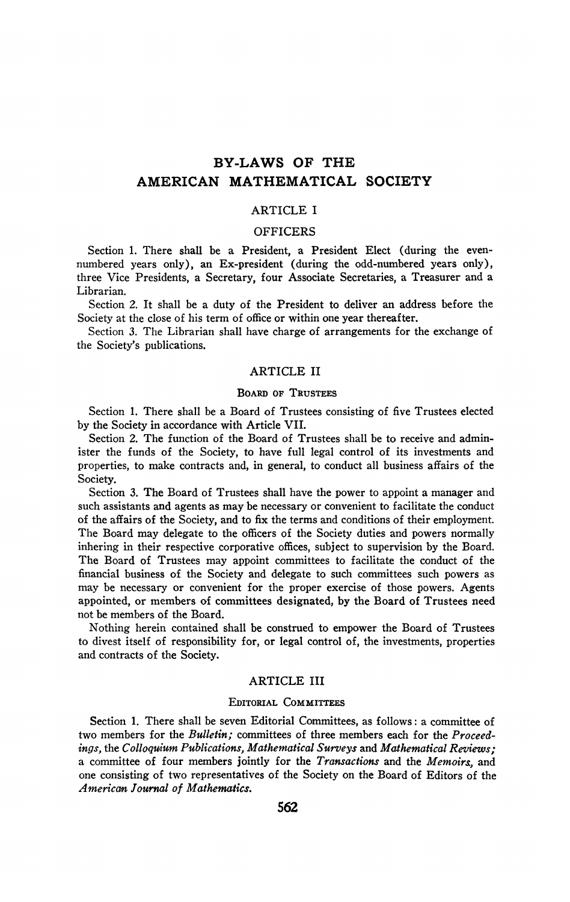# BY-LAWS OF THE AMERICAN MATHEMATICAL SOCIETY

## ARTICLE I

### OFFICERS

Section 1. There shall be a President, a President Elect (during the even-numbered years only), an Ex-president (during the odd-numbered years only), three Vice Presidents, a Secretary, four Associate Secretaries, a Treasurer and a Librarian.

Section 2. It shall be a duty of the President to deliver an address before the Society at the close of his term of office or within one year thereafter.

Section 3. The Librarian shall have charge of arrangements for the exchange of the Society's publications.

## ARTICLE II

### BOARD OF TRUSTEES

Section 1. There shall be a Board of Trustees consisting of five Trustees elected by the Society in accordance with Article VII.

Section 2. The function of the Board of Trustees shall be to receive and administer the funds of the Society, to have full legal control of its investments and properties, to make contracts and, in general, to conduct all business affairs of the Society.

Section 3. The Board of Trustees shall have the power to appoint a manager and such assistants and agents as may be necessary or convenient to facilitate the conduct of the affairs of the Society, and to fix the terms and conditions of their employment. The Board may delegate to the officers of the Society duties and powers normally inhering in their respective corporative offices, subject to supervision by the Board. The Board of Trustees may appoint committees to facilitate the conduct of the financial business of the Society and delegate to such committees such powers as may be necessary or convenient for the proper exercise of those powers. Agents appointed, or members of committees designated, by the Board of Trustees need not be members of the Board.

Nothing herein contained shall be construed to empower the Board of Trustees to divest itself of responsibility for, or legal control of, the investments, properties and contracts of the Society.

## ARTICLE III

### EDITORIAL COMMITTEES

Section 1. There shall be seven Editorial Committees, as follows: a committee of two members for the *Bulletin;* committees of three members each for the *Proceedings,* the *Colloquium Publications, Mathematical Surveys* and *Mathematical Reviews;* a committee of four members jointly for the *Transactions* and the *Memoirs,* and one consisting of two representatives of the Society on the Board of Editors of the *American Journal of Mathematics.*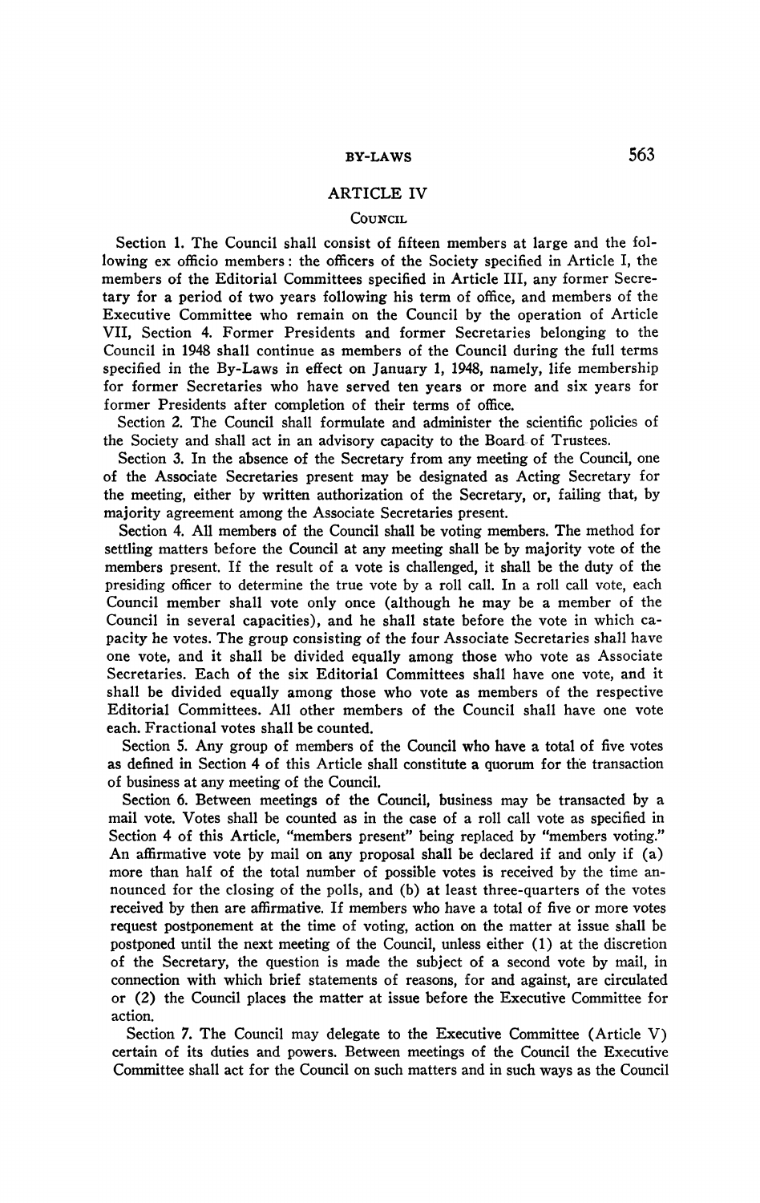## ARTICLE IV

### COUNCIL

Section 1. The Council shall consist of fifteen members at large and the following ex officio members: the officers of the Society specified in Article I, the members of the Editorial Committees specified in Article III, any former Secretary for a period of two years following his term of office, and members of the Executive Committee who remain on the Council by the operation of Article VII, Section 4. Former Presidents and former Secretaries belonging to the Council in 1948 shall continue as members of the Council during the full terms specified in the By-Laws in effect on January 1, 1948, namely, life membership for former Secretaries who have served ten years or more and six years for former Presidents after completion of their terms of office.

Section 2. The Council shall formulate and administer the scientific policies of the Society and shall act in an advisory capacity to the Board of Trustees.

Section 3. In the absence of the Secretary from any meeting of the Council, one of the Associate Secretaries present may be designated as Acting Secretary for the meeting, either by written authorization of the Secretary, or, failing that, by majority agreement among the Associate Secretaries present.

Section 4. All members of the Council shall be voting members. The method for settling matters before the Council at any meeting shall be by majority vote of the members present. If the result of a vote is challenged, it shall be the duty of the presiding officer to determine the true vote by a roll call. In a roll call vote, each Council member shall vote only once (although he may be a member of the Council in several capacities), and he shall state before the vote in which capacity he votes. The group consisting of the four Associate Secretaries shall have one vote, and it shall be divided equally among those who vote as Associate Secretaries. Each of the six Editorial Committees shall have one vote, and it shall be divided equally among those who vote as members of the respective Editorial Committees. All other members of the Council shall have one vote each. Fractional votes shall be counted.

Section 5. Any group of members of the Council who have a total of five votes as defined in Section 4 of this Article shall constitute a quorum for the transaction of business at any meeting of the Council.

Section 6. Between meetings of the Council, business may be transacted by a mail vote. Votes shall be counted as in the case of a roll call vote as specified in Section 4 of this Article, "members present" being replaced by "members voting." An affirmative vote by mail on any proposal shall be declared if and only if (a) more than half of the total number of possible votes is received by the time announced for the closing of the polls, and (b) at least three-quarters of the votes received by then are affirmative. If members who have a total of five or more votes request postponement at the time of voting, action on the matter at issue shall be postponed until the next meeting of the Council, unless either (1) at the discretion of the Secretary, the question is made the subject of a second vote by mail, in connection with which brief statements of reasons, for and against, are circulated or (2) the Council places the matter at issue before the Executive Committee for action.

Section 7. The Council may delegate to the Executive Committee (Article V) certain of its duties and powers. Between meetings of the Council the Executive Committee shall act for the Council on such matters and in such ways as the Council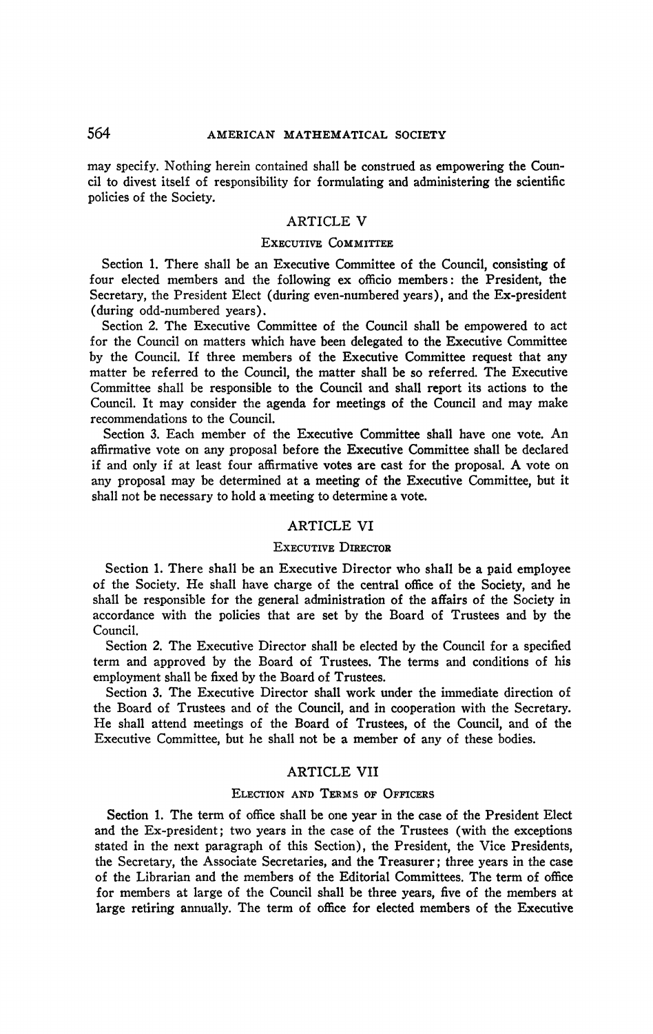may specify. Nothing herein contained shall be construed as empowering the Council to divest itself of responsibility for formulating and administering the scientific policies of the Society.

## ARTICLE V

### Executive Committee

Section 1. There shall be an Executive Committee of the Council, consisting of four elected members and the following ex officio members: the President, the Secretary, the President Elect (during even-numbered years), and the Ex-president (during odd-numbered years).

Section 2. The Executive Committee of the Council shall be empowered to act for the Council on matters which have been delegated to the Executive Committee by the Council. If three members of the Executive Committee request that any matter be referred to the Council, the matter shall be so referred. The Executive Committee shall be responsible to the Council and shall report its actions to the Council. It may consider the agenda for meetings of the Council and may make recommendations to the Council.

Section 3. Each member of the Executive Committee shall have one vote. An affirmative vote on any proposal before the Executive Committee shall be declared if and only if at least four affirmative votes are cast for the proposal. A vote on any proposal may be determined at a meeting of the Executive Committee, but it shall not be necessary to hold a meeting to determine a vote.

## ARTICLE VI

### Executive Director

Section 1. There shall be an Executive Director who shall be a paid employee of the Society. He shall have charge of the central office of the Society, and he shall be responsible for the general administration of the affairs of the Society in accordance with the policies that are set by the Board of Trustees and by the Council.

Section 2. The Executive Director shall be elected by the Council for a specified term and approved by the Board of Trustees. The terms and conditions of his employment shall be fixed by the Board of Trustees.

Section 3. The Executive Director shall work under the immediate direction of the Board of Trustees and of the Council, and in cooperation with the Secretary. He shall attend meetings of the Board of Trustees, of the Council, and of the Executive Committee, but he shall not be a member of any of these bodies.

## ARTICLE VII

### Election and Terms of Officers

Section 1. The term of office shall be one year in the case of the President Elect and the Ex-president; two years in the case of the Trustees (with the exceptions stated in the next paragraph of this Section), the President, the Vice Presidents, the Secretary, the Associate Secretaries, and the Treasurer; three years in the case of the Librarian and the members of the Editorial Committees. The term of office for members at large of the Council shall be three years, five of the members at large retiring annually. The term of office for elected members of the Executive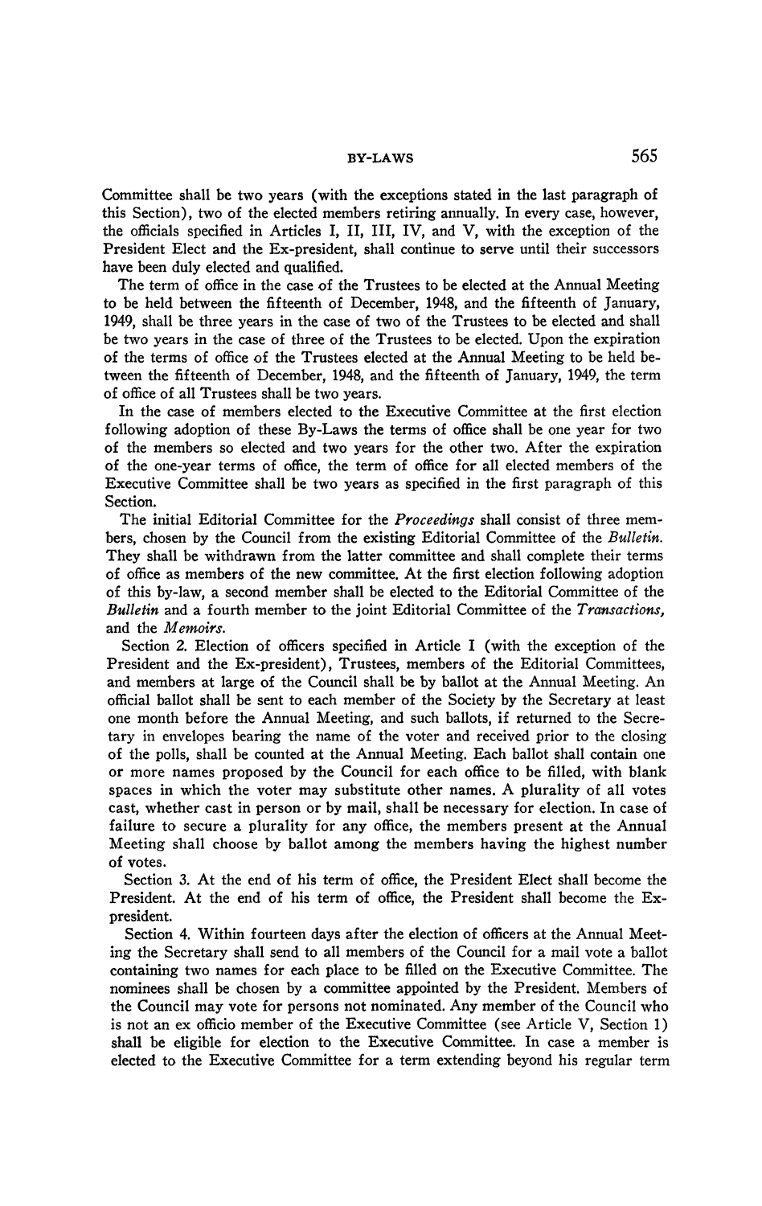Committee shall be two years (with the exceptions stated in the last paragraph of this Section), two of the elected members retiring annually. In every case, however, the officials specified in Articles I, II, III, IV, and V, with the exception of the President Elect and the Ex-president, shall continue to serve until their successors have been duly elected and qualified.

The term of office in the case of the Trustees to be elected at the Annual Meeting to be held between the fifteenth of December, 1948, and the fifteenth of January, 1949, shall be three years in the case of two of the Trustees to be elected and shall be two years in the case of three of the Trustees to be elected. Upon the expiration of the terms of office of the Trustees elected at the Annual Meeting to be held between the fifteenth of December, 1948, and the fifteenth of January, 1949, the term of office of all Trustees shall be two years.

In the case of members elected to the Executive Committee at the first election following adoption of these By-Laws the terms of office shall be one year for two of the members so elected and two years for the other two. After the expiration of the one-year terms of office, the term of office for all elected members of the Executive Committee shall be two years as specified in the first paragraph of this Section.

The initial Editorial Committee for the *Proceedings* shall consist of three members, chosen by the Council from the existing Editorial Committee of the *Bulletin*. They shall be withdrawn from the latter committee and shall complete their terms of office as members of the new committee. At the first election following adoption of this by-law, a second member shall be elected to the Editorial Committee of the *Bulletin* and a fourth member to the joint Editorial Committee of the *Transactions*, and the *Memoirs*.

Section 2. Election of officers specified in Article I (with the exception of the President and the Ex-president), Trustees, members of the Editorial Committees, and members at large of the Council shall be by ballot at the Annual Meeting. An official ballot shall be sent to each member of the Society by the Secretary at least one month before the Annual Meeting, and such ballots, if returned to the Secretary in envelopes bearing the name of the voter and received prior to the closing of the polls, shall be counted at the Annual Meeting. Each ballot shall contain one or more names proposed by the Council for each office to be filled, with blank spaces in which the voter may substitute other names. A plurality of all votes cast, whether cast in person or by mail, shall be necessary for election. In case of failure to secure a plurality for any office, the members present at the Annual Meeting shall choose by ballot among the members having the highest number of votes.

Section 3. At the end of his term of office, the President Elect shall become the President. At the end of his term of office, the President shall become the Ex-president.

Section 4. Within fourteen days after the election of officers at the Annual Meeting the Secretary shall send to all members of the Council for a mail vote a ballot containing two names for each place to be filled on the Executive Committee. The nominees shall be chosen by a committee appointed by the President. Members of the Council may vote for persons not nominated. Any member of the Council who is not an ex officio member of the Executive Committee (see Article V, Section 1) shall be eligible for election to the Executive Committee. In case a member is elected to the Executive Committee for a term extending beyond his regular term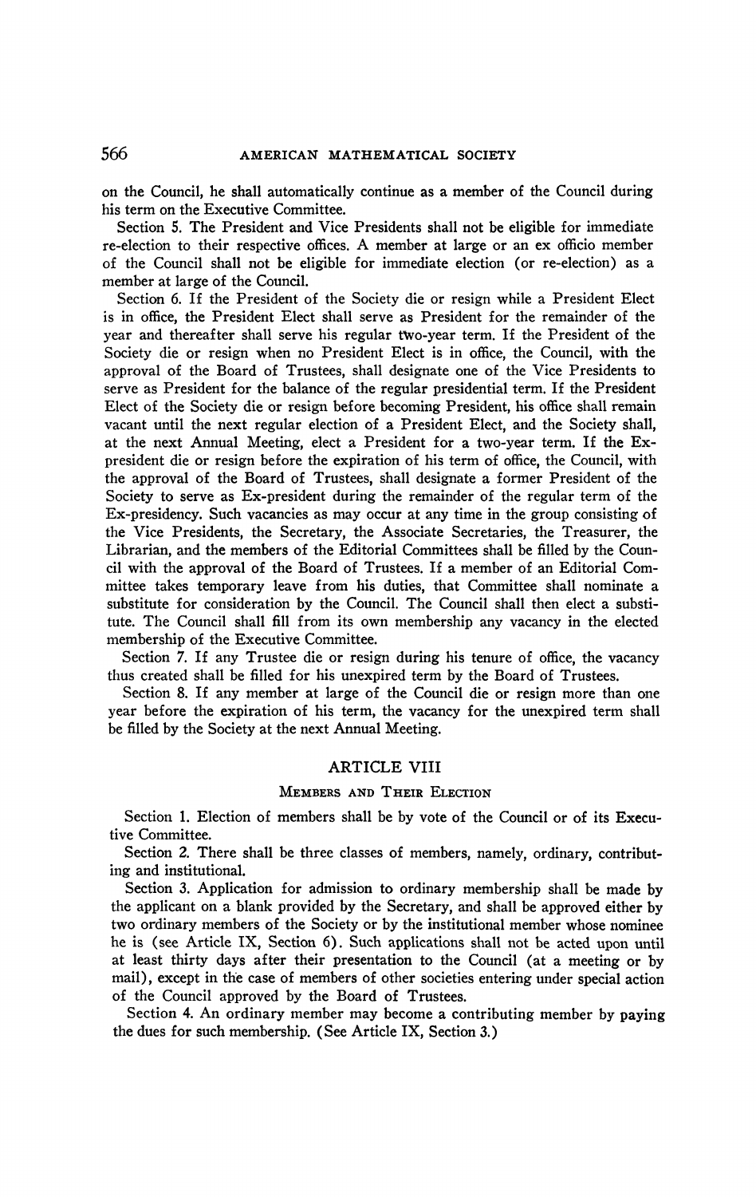on the Council, he shall automatically continue as a member of the Council during his term on the Executive Committee.

Section 5. The President and Vice Presidents shall not be eligible for immediate re-election to their respective offices. A member at large or an ex officio member of the Council shall not be eligible for immediate election (or re-election) as a member at large of the Council.

Section 6. If the President of the Society die or resign while a President Elect is in office, the President Elect shall serve as President for the remainder of the year and thereafter shall serve his regular two-year term. If the President of the Society die or resign when no President Elect is in office, the Council, with the approval of the Board of Trustees, shall designate one of the Vice Presidents to serve as President for the balance of the regular presidential term. If the President Elect of the Society die or resign before becoming President, his office shall remain vacant until the next regular election of a President Elect, and the Society shall, at the next Annual Meeting, elect a President for a two-year term. If the Ex-president die or resign before the expiration of his term of office, the Council, with the approval of the Board of Trustees, shall designate a former President of the Society to serve as Ex-president during the remainder of the regular term of the Ex-presidency. Such vacancies as may occur at any time in the group consisting of the Vice Presidents, the Secretary, the Associate Secretaries, the Treasurer, the Librarian, and the members of the Editorial Committees shall be filled by the Council with the approval of the Board of Trustees. If a member of an Editorial Committee takes temporary leave from his duties, that Committee shall nominate a substitute for consideration by the Council. The Council shall then elect a substitute. The Council shall fill from its own membership any vacancy in the elected membership of the Executive Committee.

Section 7. If any Trustee die or resign during his tenure of office, the vacancy thus created shall be filled for his unexpired term by the Board of Trustees.

Section 8. If any member at large of the Council die or resign more than one year before the expiration of his term, the vacancy for the unexpired term shall be filled by the Society at the next Annual Meeting.

## ARTICLE VIII

### Members and Their Election

Section 1. Election of members shall be by vote of the Council or of its Executive Committee.

Section 2. There shall be three classes of members, namely, ordinary, contributing and institutional.

Section 3. Application for admission to ordinary membership shall be made by the applicant on a blank provided by the Secretary, and shall be approved either by two ordinary members of the Society or by the institutional member whose nominee he is (see Article IX, Section 6). Such applications shall not be acted upon until at least thirty days after their presentation to the Council (at a meeting or by mail), except in the case of members of other societies entering under special action of the Council approved by the Board of Trustees.

Section 4. An ordinary member may become a contributing member by paying the dues for such membership. (See Article IX, Section 3.)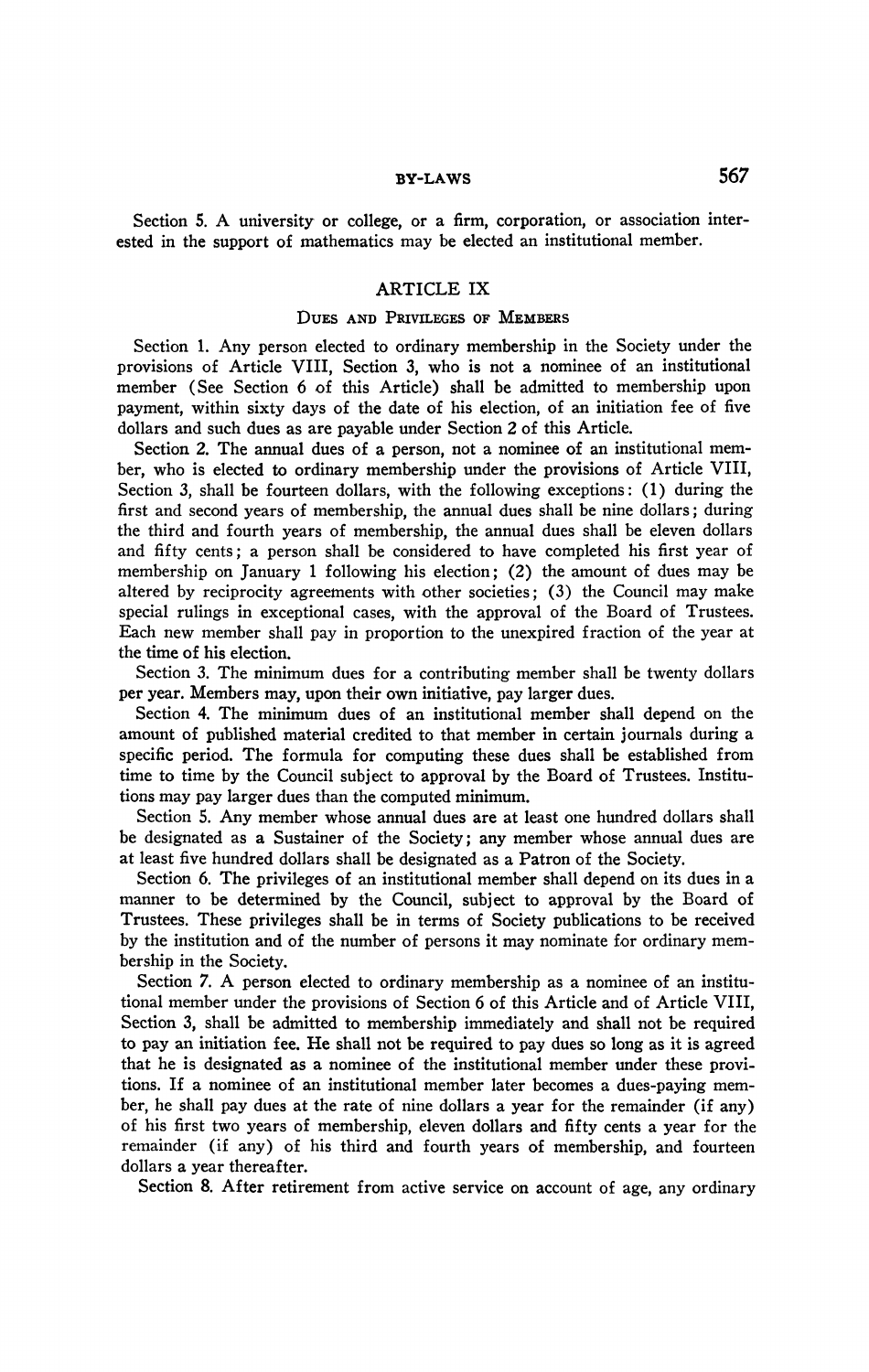Section 5. A university or college, or a firm, corporation, or association interested in the support of mathematics may be elected an institutional member.

## ARTICLE IX

### Dues and Privileges of Members

Section 1. Any person elected to ordinary membership in the Society under the provisions of Article VIII, Section 3, who is not a nominee of an institutional member (See Section 6 of this Article) shall be admitted to membership upon payment, within sixty days of the date of his election, of an initiation fee of five dollars and such dues as are payable under Section 2 of this Article.

Section 2. The annual dues of a person, not a nominee of an institutional member, who is elected to ordinary membership under the provisions of Article VIII, Section 3, shall be fourteen dollars, with the following exceptions: (1) during the first and second years of membership, the annual dues shall be nine dollars; during the third and fourth years of membership, the annual dues shall be eleven dollars and fifty cents; a person shall be considered to have completed his first year of membership on January 1 following his election; (2) the amount of dues may be altered by reciprocity agreements with other societies; (3) the Council may make special rulings in exceptional cases, with the approval of the Board of Trustees. Each new member shall pay in proportion to the unexpired fraction of the year at the time of his election.

Section 3. The minimum dues for a contributing member shall be twenty dollars per year. Members may, upon their own initiative, pay larger dues.

Section 4. The minimum dues of an institutional member shall depend on the amount of published material credited to that member in certain journals during a specific period. The formula for computing these dues shall be established from time to time by the Council subject to approval by the Board of Trustees. Institutions may pay larger dues than the computed minimum.

Section 5. Any member whose annual dues are at least one hundred dollars shall be designated as a Sustainer of the Society; any member whose annual dues are at least five hundred dollars shall be designated as a Patron of the Society.

Section 6. The privileges of an institutional member shall depend on its dues in a manner to be determined by the Council, subject to approval by the Board of Trustees. These privileges shall be in terms of Society publications to be received by the institution and of the number of persons it may nominate for ordinary membership in the Society.

Section 7. A person elected to ordinary membership as a nominee of an institutional member under the provisions of Section 6 of this Article and of Article VIII, Section 3, shall be admitted to membership immediately and shall not be required to pay an initiation fee. He shall not be required to pay dues so long as it is agreed that he is designated as a nominee of the institutional member under these provisions. If a nominee of an institutional member later becomes a dues-paying member, he shall pay dues at the rate of nine dollars a year for the remainder (if any) of his first two years of membership, eleven dollars and fifty cents a year for the remainder (if any) of his third and fourth years of membership, and fourteen dollars a year thereafter.

Section 8. After retirement from active service on account of age, any ordinary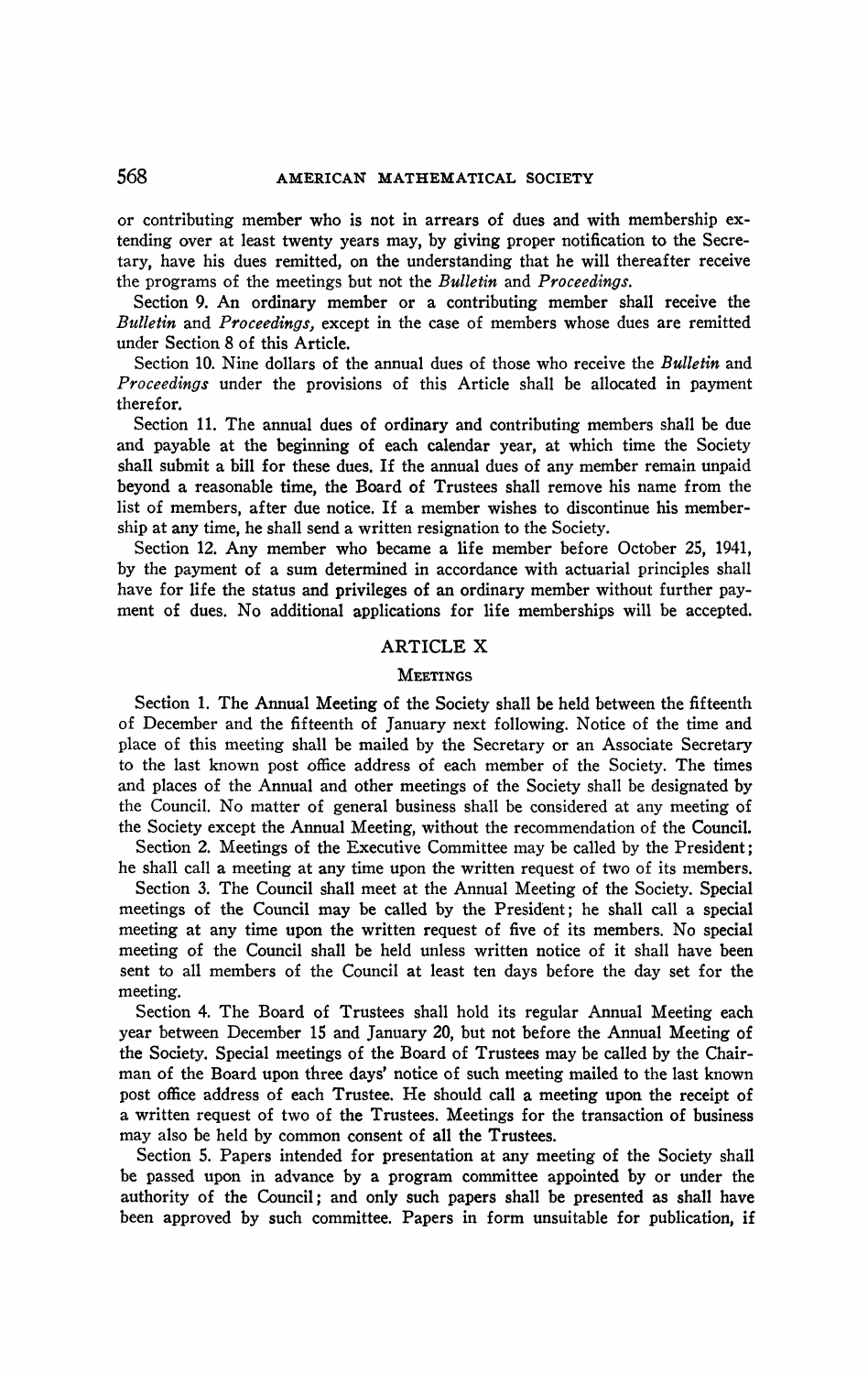or contributing member who is not in arrears of dues and with membership extending over at least twenty years may, by giving proper notification to the Secretary, have his dues remitted, on the understanding that he will thereafter receive the programs of the meetings but not the *Bulletin* and *Proceedings*.

Section 9. An ordinary member or a contributing member shall receive the *Bulletin* and *Proceedings,* except in the case of members whose dues are remitted under Section 8 of this Article.

Section 10. Nine dollars of the annual dues of those who receive the *Bulletin* and *Proceedings* under the provisions of this Article shall be allocated in payment therefor.

Section 11. The annual dues of ordinary and contributing members shall be due and payable at the beginning of each calendar year, at which time the Society shall submit a bill for these dues. If the annual dues of any member remain unpaid beyond a reasonable time, the Board of Trustees shall remove his name from the list of members, after due notice. If a member wishes to discontinue his membership at any time, he shall send a written resignation to the Society.

Section 12. Any member who became a life member before October 25, 1941, by the payment of a sum determined in accordance with actuarial principles shall have for life the status and privileges of an ordinary member without further payment of dues. No additional applications for life memberships will be accepted.

## ARTICLE X

### MEETINGS

Section 1. The Annual Meeting of the Society shall be held between the fifteenth of December and the fifteenth of January next following. Notice of the time and place of this meeting shall be mailed by the Secretary or an Associate Secretary to the last known post office address of each member of the Society. The times and places of the Annual and other meetings of the Society shall be designated by the Council. No matter of general business shall be considered at any meeting of the Society except the Annual Meeting, without the recommendation of the Council.

Section 2. Meetings of the Executive Committee may be called by the President; he shall call a meeting at any time upon the written request of two of its members.

Section 3. The Council shall meet at the Annual Meeting of the Society. Special meetings of the Council may be called by the President; he shall call a special meeting at any time upon the written request of five of its members. No special meeting of the Council shall be held unless written notice of it shall have been sent to all members of the Council at least ten days before the day set for the meeting.

Section 4. The Board of Trustees shall hold its regular Annual Meeting each year between December 15 and January 20, but not before the Annual Meeting of the Society. Special meetings of the Board of Trustees may be called by the Chairman of the Board upon three days' notice of such meeting mailed to the last known post office address of each Trustee. He should call a meeting upon the receipt of a written request of two of the Trustees. Meetings for the transaction of business may also be held by common consent of all the Trustees.

Section 5. Papers intended for presentation at any meeting of the Society shall be passed upon in advance by a program committee appointed by or under the authority of the Council; and only such papers shall be presented as shall have been approved by such committee. Papers in form unsuitable for publication, if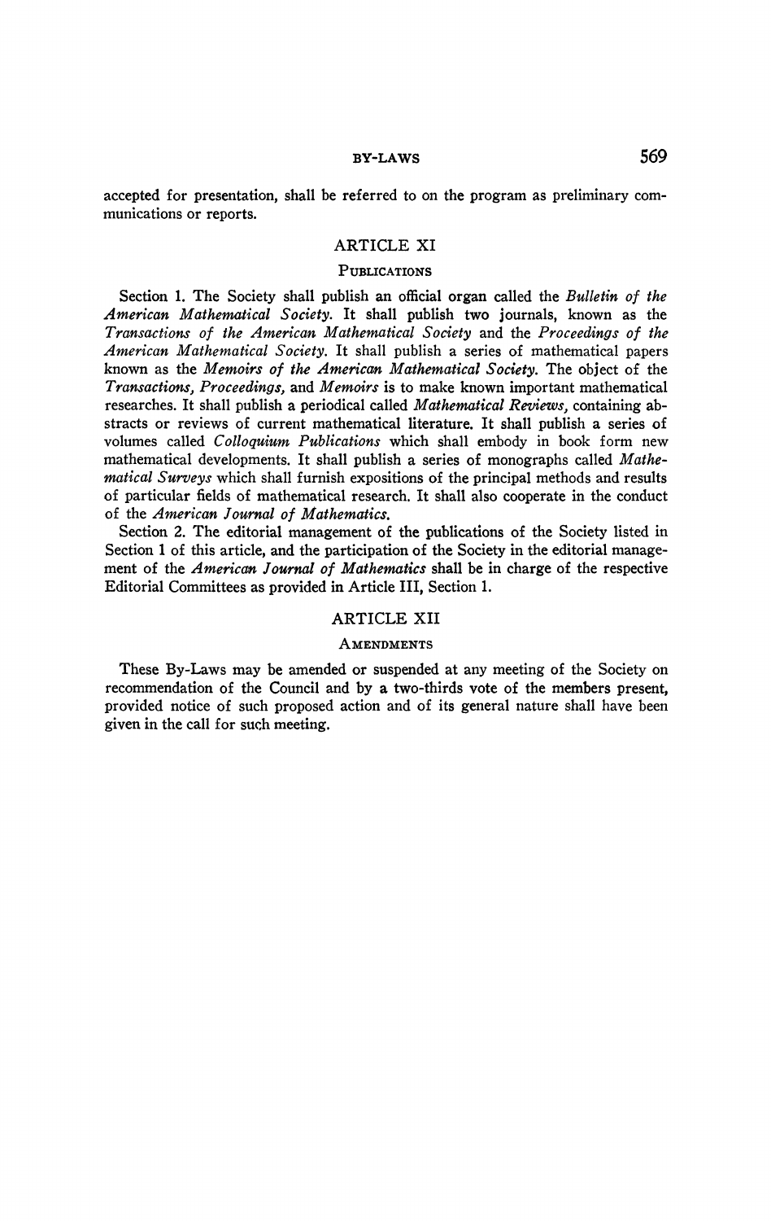accepted for presentation, shall be referred to on the program as preliminary communications or reports.

## ARTICLE XI

### PUBLICATIONS

Section 1. The Society shall publish an official organ called the *Bulletin of the American Mathematical Society*. It shall publish two journals, known as the *Transactions of the American Mathematical Society* and the *Proceedings of the American Mathematical Society*. It shall publish a series of mathematical papers known as the *Memoirs of the American Mathematical Society*. The object of the *Transactions, Proceedings,* and *Memoirs* is to make known important mathematical researches. It shall publish a periodical called *Mathematical Reviews*, containing abstracts or reviews of current mathematical literature. It shall publish a series of volumes called *Colloquium Publications* which shall embody in book form new mathematical developments. It shall publish a series of monographs called *Mathematical Surveys* which shall furnish expositions of the principal methods and results of particular fields of mathematical research. It shall also cooperate in the conduct of the *American Journal of Mathematics.*

Section 2. The editorial management of the publications of the Society listed in Section 1 of this article, and the participation of the Society in the editorial management of the *American Journal of Mathematics* shall be in charge of the respective Editorial Committees as provided in Article III, Section 1.

## ARTICLE XII

### AMENDMENTS

These By-Laws may be amended or suspended at any meeting of the Society on recommendation of the Council and by a two-thirds vote of the members present, provided notice of such proposed action and of its general nature shall have been given in the call for such meeting.